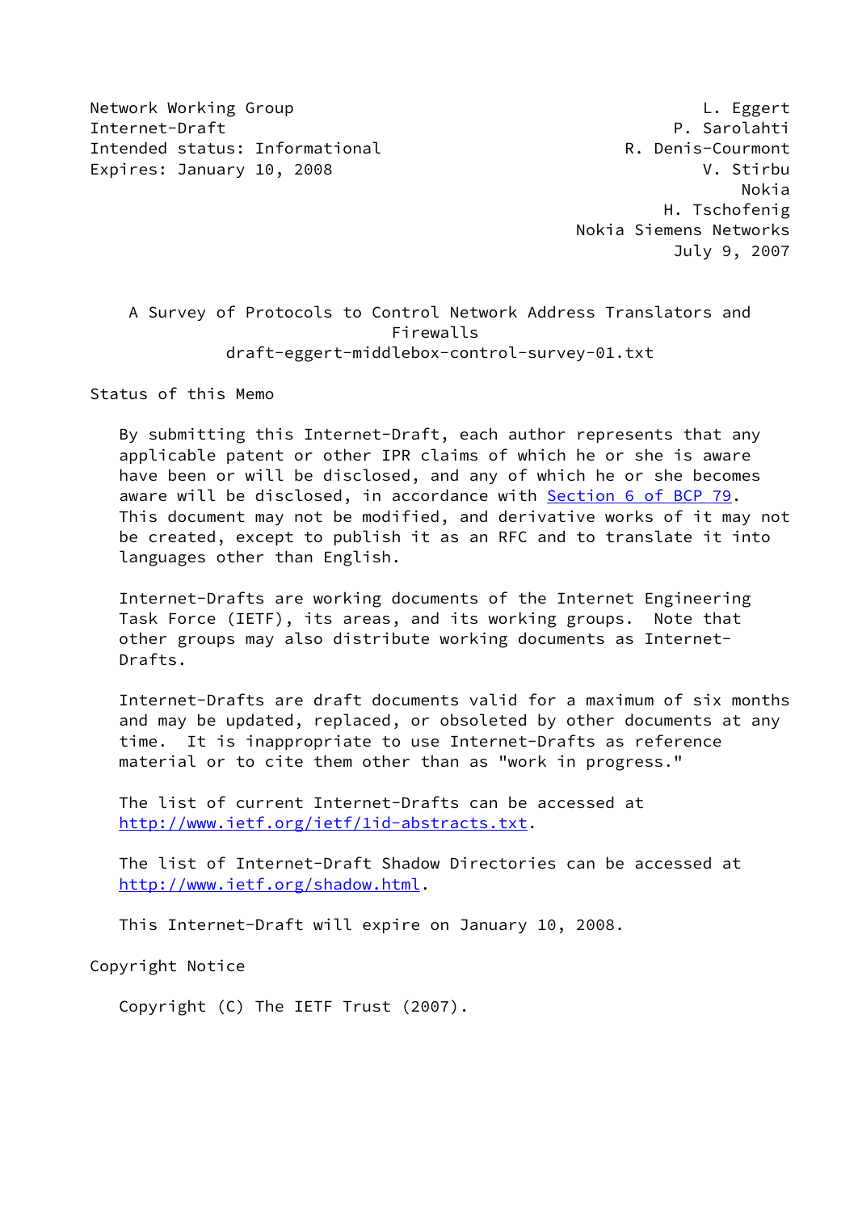Network Working Group L. Eggert
Internet-Draft P. Sarolahti
Intended status: Informational R. Denis-Courmont
Expires: January 10, 2008 V. Stirbu
Nokia
H. Tschofenig
Nokia Siemens Networks
July 9, 2007

# A Survey of Protocols to Control Network Address Translators and Firewalls
draft-eggert-middlebox-control-survey-01.txt

## Status of this Memo

By submitting this Internet-Draft, each author represents that any applicable patent or other IPR claims of which he or she is aware have been or will be disclosed, and any of which he or she becomes aware will be disclosed, in accordance with Section 6 of BCP 79. This document may not be modified, and derivative works of it may not be created, except to publish it as an RFC and to translate it into languages other than English.

Internet-Drafts are working documents of the Internet Engineering Task Force (IETF), its areas, and its working groups. Note that other groups may also distribute working documents as Internet-Drafts.

Internet-Drafts are draft documents valid for a maximum of six months and may be updated, replaced, or obsoleted by other documents at any time. It is inappropriate to use Internet-Drafts as reference material or to cite them other than as "work in progress."

The list of current Internet-Drafts can be accessed at http://www.ietf.org/ietf/1id-abstracts.txt.

The list of Internet-Draft Shadow Directories can be accessed at http://www.ietf.org/shadow.html.

This Internet-Draft will expire on January 10, 2008.

## Copyright Notice

Copyright (C) The IETF Trust (2007).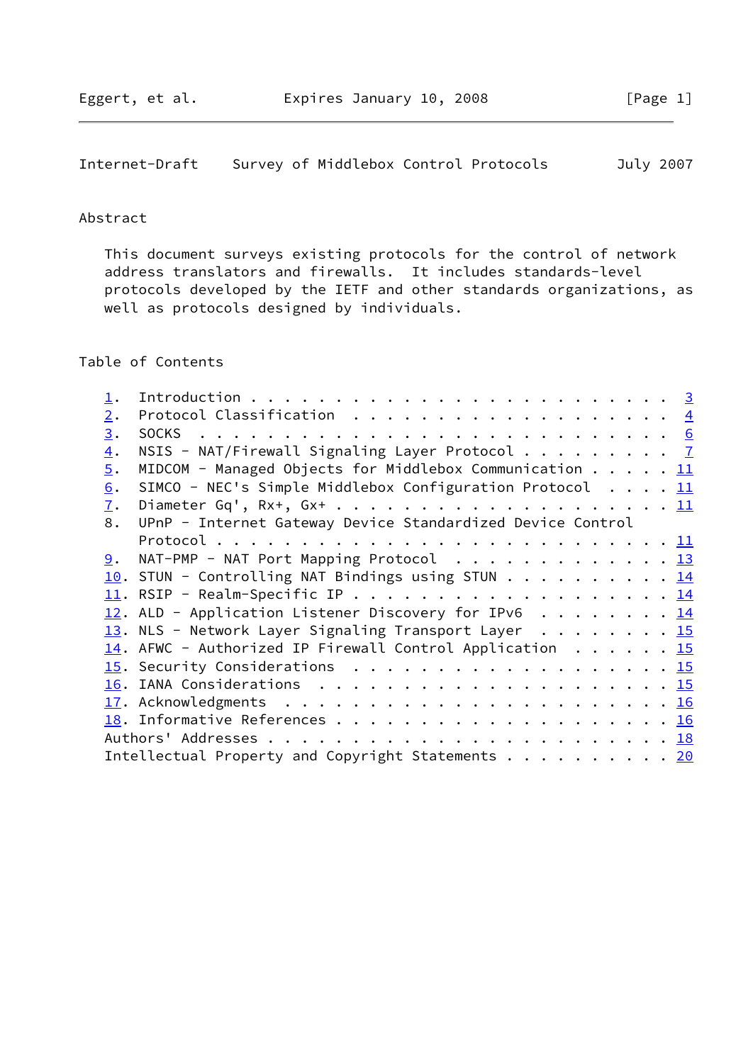## Abstract

This document surveys existing protocols for the control of network address translators and firewalls. It includes standards-level protocols developed by the IETF and other standards organizations, as well as protocols designed by individuals.

## Table of Contents

1. Introduction . . . . . . . . . . . . . . . . . . . . . . . . . 3
2. Protocol Classification . . . . . . . . . . . . . . . . . . . 4
3. SOCKS . . . . . . . . . . . . . . . . . . . . . . . . . . . . 6
4. NSIS - NAT/Firewall Signaling Layer Protocol . . . . . . . . . 7
5. MIDCOM - Managed Objects for Middlebox Communication . . . . . 11
6. SIMCO - NEC's Simple Middlebox Configuration Protocol . . . . 11
7. Diameter Gq', Rx+, Gx+ . . . . . . . . . . . . . . . . . . . 11
8. UPnP - Internet Gateway Device Standardized Device Control Protocol . . . . . . . . . . . . . . . . . . . . . . . . . . 11
9. NAT-PMP - NAT Port Mapping Protocol . . . . . . . . . . . . . 13
10. STUN - Controlling NAT Bindings using STUN . . . . . . . . . . 14
11. RSIP - Realm-Specific IP . . . . . . . . . . . . . . . . . . . 14
12. ALD - Application Listener Discovery for IPv6 . . . . . . . . 14
13. NLS - Network Layer Signaling Transport Layer . . . . . . . . 15
14. AFWC - Authorized IP Firewall Control Application . . . . . . 15
15. Security Considerations . . . . . . . . . . . . . . . . . . . 15
16. IANA Considerations . . . . . . . . . . . . . . . . . . . . . 15
17. Acknowledgments . . . . . . . . . . . . . . . . . . . . . . . 16
18. Informative References . . . . . . . . . . . . . . . . . . . . 16

Authors' Addresses . . . . . . . . . . . . . . . . . . . . . . . . 18

Intellectual Property and Copyright Statements . . . . . . . . . . 20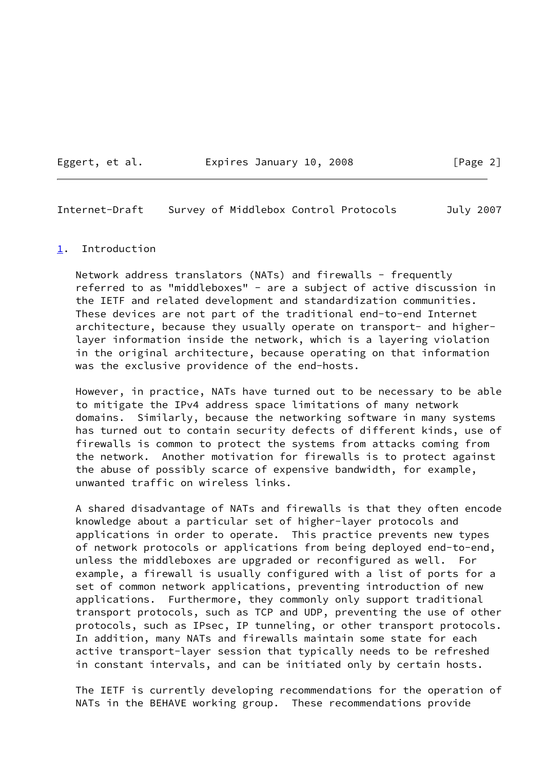## 1. Introduction

Network address translators (NATs) and firewalls - frequently referred to as "middleboxes" - are a subject of active discussion in the IETF and related development and standardization communities. These devices are not part of the traditional end-to-end Internet architecture, because they usually operate on transport- and higher-layer information inside the network, which is a layering violation in the original architecture, because operating on that information was the exclusive providence of the end-hosts.

However, in practice, NATs have turned out to be necessary to be able to mitigate the IPv4 address space limitations of many network domains. Similarly, because the networking software in many systems has turned out to contain security defects of different kinds, use of firewalls is common to protect the systems from attacks coming from the network. Another motivation for firewalls is to protect against the abuse of possibly scarce of expensive bandwidth, for example, unwanted traffic on wireless links.

A shared disadvantage of NATs and firewalls is that they often encode knowledge about a particular set of higher-layer protocols and applications in order to operate. This practice prevents new types of network protocols or applications from being deployed end-to-end, unless the middleboxes are upgraded or reconfigured as well. For example, a firewall is usually configured with a list of ports for a set of common network applications, preventing introduction of new applications. Furthermore, they commonly only support traditional transport protocols, such as TCP and UDP, preventing the use of other protocols, such as IPsec, IP tunneling, or other transport protocols. In addition, many NATs and firewalls maintain some state for each active transport-layer session that typically needs to be refreshed in constant intervals, and can be initiated only by certain hosts.

The IETF is currently developing recommendations for the operation of NATs in the BEHAVE working group. These recommendations provide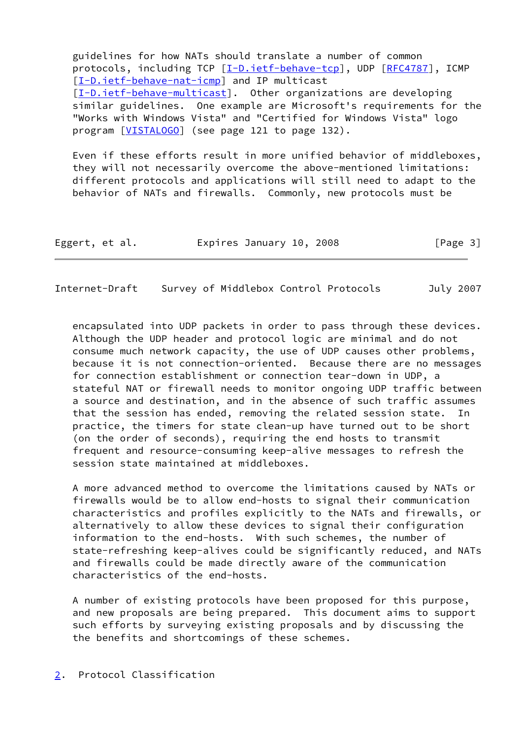guidelines for how NATs should translate a number of common protocols, including TCP [I-D.ietf-behave-tcp], UDP [RFC4787], ICMP [I-D.ietf-behave-nat-icmp] and IP multicast [I-D.ietf-behave-multicast]. Other organizations are developing similar guidelines. One example are Microsoft's requirements for the "Works with Windows Vista" and "Certified for Windows Vista" logo program [VISTALOGO] (see page 121 to page 132).

Even if these efforts result in more unified behavior of middleboxes, they will not necessarily overcome the above-mentioned limitations: different protocols and applications will still need to adapt to the behavior of NATs and firewalls. Commonly, new protocols must be encapsulated into UDP packets in order to pass through these devices. Although the UDP header and protocol logic are minimal and do not consume much network capacity, the use of UDP causes other problems, because it is not connection-oriented. Because there are no messages for connection establishment or connection tear-down in UDP, a stateful NAT or firewall needs to monitor ongoing UDP traffic between a source and destination, and in the absence of such traffic assumes that the session has ended, removing the related session state. In practice, the timers for state clean-up have turned out to be short (on the order of seconds), requiring the end hosts to transmit frequent and resource-consuming keep-alive messages to refresh the session state maintained at middleboxes.

A more advanced method to overcome the limitations caused by NATs or firewalls would be to allow end-hosts to signal their communication characteristics and profiles explicitly to the NATs and firewalls, or alternatively to allow these devices to signal their configuration information to the end-hosts. With such schemes, the number of state-refreshing keep-alives could be significantly reduced, and NATs and firewalls could be made directly aware of the communication characteristics of the end-hosts.

A number of existing protocols have been proposed for this purpose, and new proposals are being prepared. This document aims to support such efforts by surveying existing proposals and by discussing the the benefits and shortcomings of these schemes.

## 2. Protocol Classification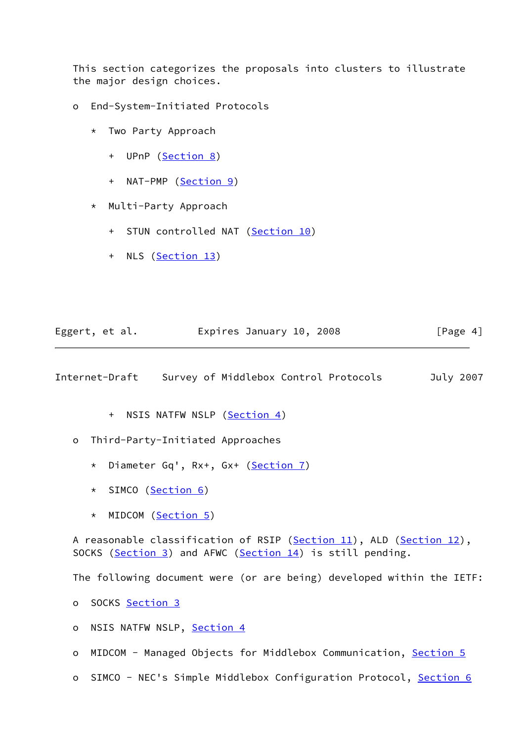This section categorizes the proposals into clusters to illustrate the major design choices.

- End-System-Initiated Protocols
  - Two Party Approach
    - UPnP (Section 8)
    - NAT-PMP (Section 9)
  - Multi-Party Approach
    - STUN controlled NAT (Section 10)
    - NLS (Section 13)
    - NSIS NATFW NSLP (Section 4)
- Third-Party-Initiated Approaches
  - Diameter Gq', Rx+, Gx+ (Section 7)
  - SIMCO (Section 6)
  - MIDCOM (Section 5)

A reasonable classification of RSIP (Section 11), ALD (Section 12), SOCKS (Section 3) and AFWC (Section 14) is still pending.

The following document were (or are being) developed within the IETF:

- SOCKS Section 3
- NSIS NATFW NSLP, Section 4
- MIDCOM - Managed Objects for Middlebox Communication, Section 5
- SIMCO - NEC's Simple Middlebox Configuration Protocol, Section 6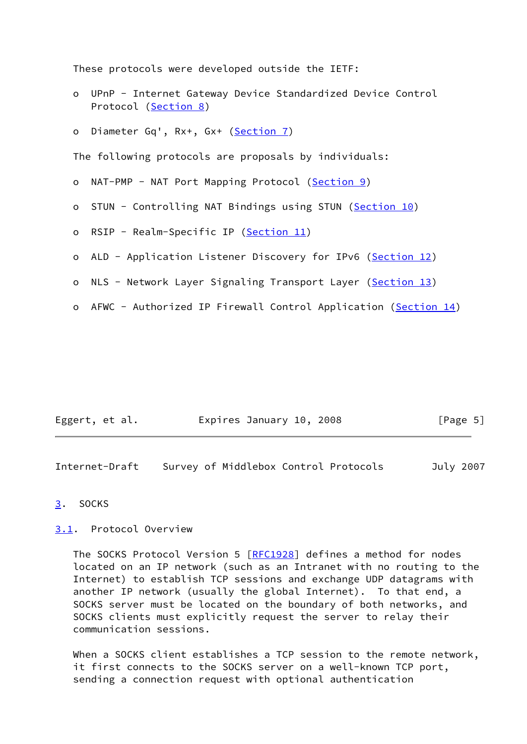These protocols were developed outside the IETF:

- UPnP - Internet Gateway Device Standardized Device Control Protocol (Section 8)
- Diameter Gq', Rx+, Gx+ (Section 7)

The following protocols are proposals by individuals:

- NAT-PMP - NAT Port Mapping Protocol (Section 9)
- STUN - Controlling NAT Bindings using STUN (Section 10)
- RSIP - Realm-Specific IP (Section 11)
- ALD - Application Listener Discovery for IPv6 (Section 12)
- NLS - Network Layer Signaling Transport Layer (Section 13)
- AFWC - Authorized IP Firewall Control Application (Section 14)

# 3. SOCKS

## 3.1. Protocol Overview

The SOCKS Protocol Version 5 [RFC1928] defines a method for nodes located on an IP network (such as an Intranet with no routing to the Internet) to establish TCP sessions and exchange UDP datagrams with another IP network (usually the global Internet). To that end, a SOCKS server must be located on the boundary of both networks, and SOCKS clients must explicitly request the server to relay their communication sessions.

When a SOCKS client establishes a TCP session to the remote network, it first connects to the SOCKS server on a well-known TCP port, sending a connection request with optional authentication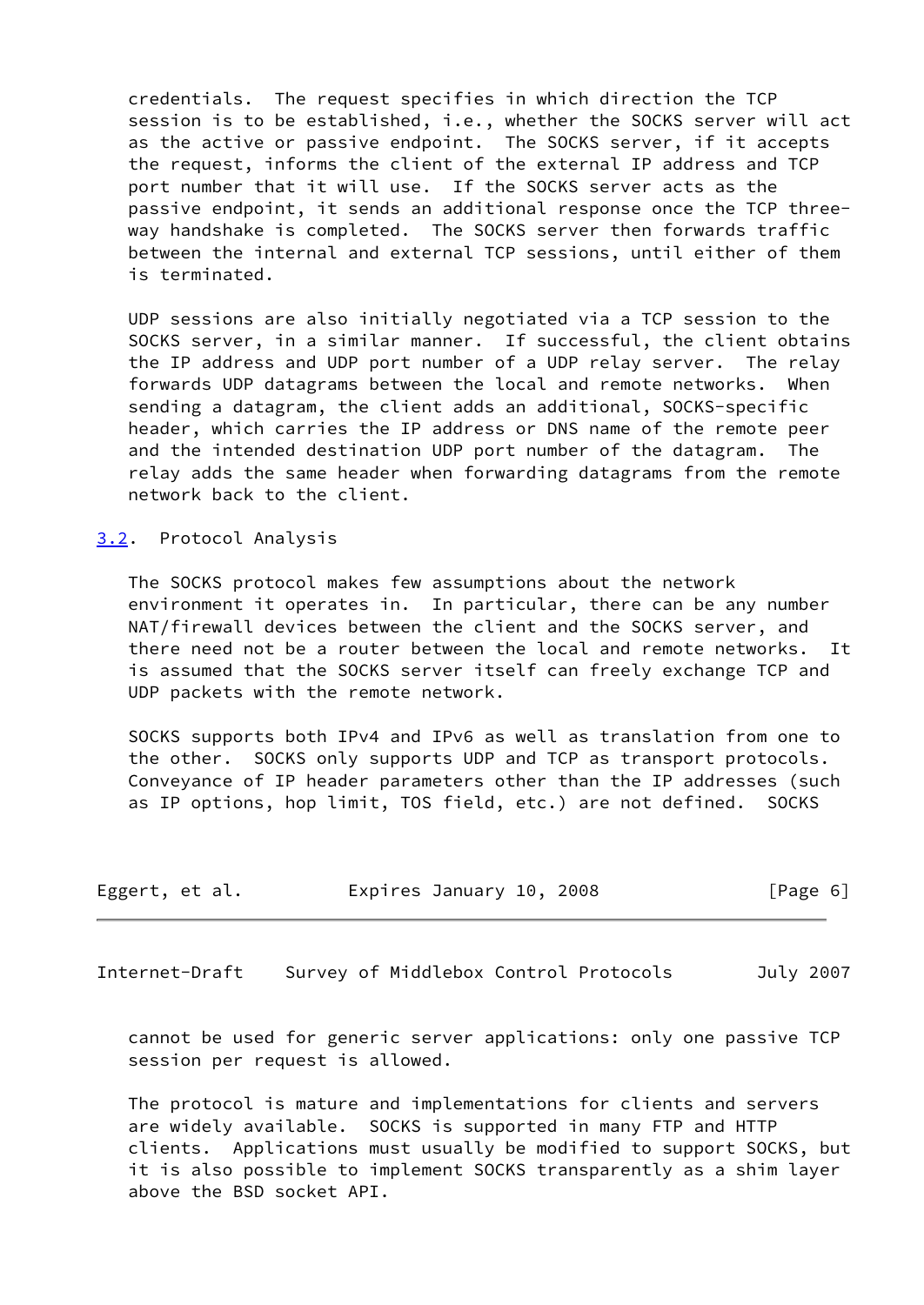credentials. The request specifies in which direction the TCP session is to be established, i.e., whether the SOCKS server will act as the active or passive endpoint. The SOCKS server, if it accepts the request, informs the client of the external IP address and TCP port number that it will use. If the SOCKS server acts as the passive endpoint, it sends an additional response once the TCP three-way handshake is completed. The SOCKS server then forwards traffic between the internal and external TCP sessions, until either of them is terminated.

UDP sessions are also initially negotiated via a TCP session to the SOCKS server, in a similar manner. If successful, the client obtains the IP address and UDP port number of a UDP relay server. The relay forwards UDP datagrams between the local and remote networks. When sending a datagram, the client adds an additional, SOCKS-specific header, which carries the IP address or DNS name of the remote peer and the intended destination UDP port number of the datagram. The relay adds the same header when forwarding datagrams from the remote network back to the client.

### 3.2. Protocol Analysis

The SOCKS protocol makes few assumptions about the network environment it operates in. In particular, there can be any number NAT/firewall devices between the client and the SOCKS server, and there need not be a router between the local and remote networks. It is assumed that the SOCKS server itself can freely exchange TCP and UDP packets with the remote network.

SOCKS supports both IPv4 and IPv6 as well as translation from one to the other. SOCKS only supports UDP and TCP as transport protocols. Conveyance of IP header parameters other than the IP addresses (such as IP options, hop limit, TOS field, etc.) are not defined. SOCKS cannot be used for generic server applications: only one passive TCP session per request is allowed.

The protocol is mature and implementations for clients and servers are widely available. SOCKS is supported in many FTP and HTTP clients. Applications must usually be modified to support SOCKS, but it is also possible to implement SOCKS transparently as a shim layer above the BSD socket API.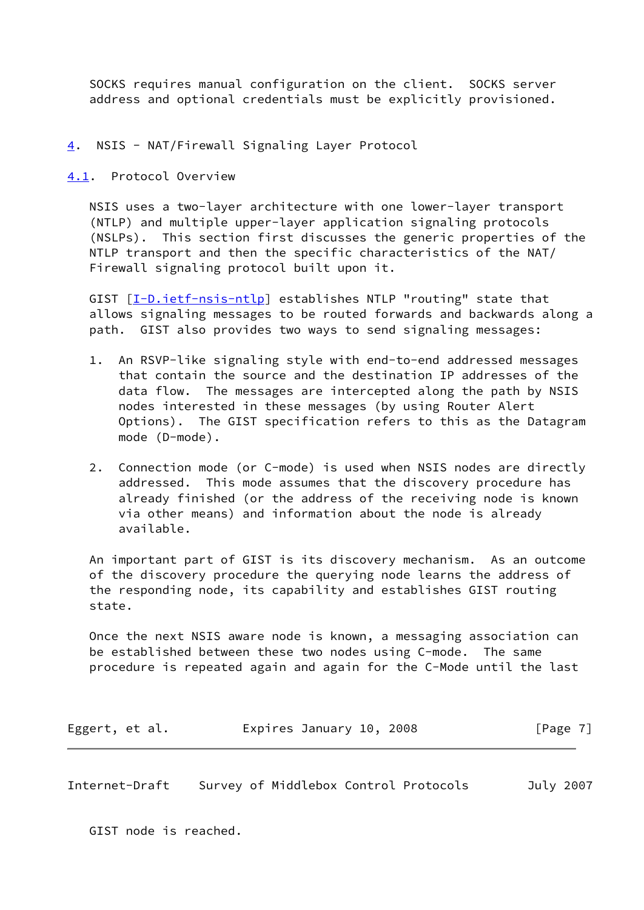SOCKS requires manual configuration on the client. SOCKS server address and optional credentials must be explicitly provisioned.

# 4. NSIS - NAT/Firewall Signaling Layer Protocol

## 4.1. Protocol Overview

NSIS uses a two-layer architecture with one lower-layer transport (NTLP) and multiple upper-layer application signaling protocols (NSLPs). This section first discusses the generic properties of the NTLP transport and then the specific characteristics of the NAT/Firewall signaling protocol built upon it.

GIST [I-D.ietf-nsis-ntlp] establishes NTLP "routing" state that allows signaling messages to be routed forwards and backwards along a path. GIST also provides two ways to send signaling messages:

1. An RSVP-like signaling style with end-to-end addressed messages that contain the source and the destination IP addresses of the data flow. The messages are intercepted along the path by NSIS nodes interested in these messages (by using Router Alert Options). The GIST specification refers to this as the Datagram mode (D-mode).

2. Connection mode (or C-mode) is used when NSIS nodes are directly addressed. This mode assumes that the discovery procedure has already finished (or the address of the receiving node is known via other means) and information about the node is already available.

An important part of GIST is its discovery mechanism. As an outcome of the discovery procedure the querying node learns the address of the responding node, its capability and establishes GIST routing state.

Once the next NSIS aware node is known, a messaging association can be established between these two nodes using C-mode. The same procedure is repeated again and again for the C-Mode until the last GIST node is reached.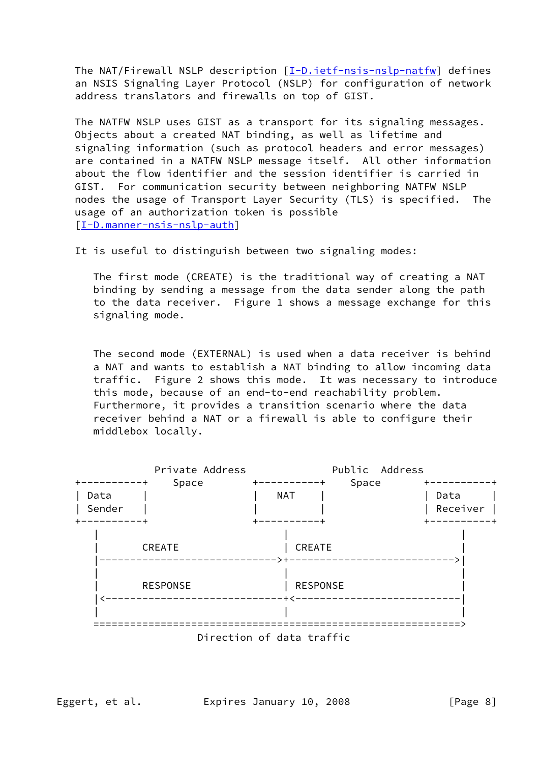The NAT/Firewall NSLP description [I-D.ietf-nsis-nslp-natfw] defines an NSIS Signaling Layer Protocol (NSLP) for configuration of network address translators and firewalls on top of GIST.

The NATFW NSLP uses GIST as a transport for its signaling messages. Objects about a created NAT binding, as well as lifetime and signaling information (such as protocol headers and error messages) are contained in a NATFW NSLP message itself. All other information about the flow identifier and the session identifier is carried in GIST. For communication security between neighboring NATFW NSLP nodes the usage of Transport Layer Security (TLS) is specified. The usage of an authorization token is possible [I-D.manner-nsis-nslp-auth]

It is useful to distinguish between two signaling modes:

The first mode (CREATE) is the traditional way of creating a NAT binding by sending a message from the data sender along the path to the data receiver. Figure 1 shows a message exchange for this signaling mode.

The second mode (EXTERNAL) is used when a data receiver is behind a NAT and wants to establish a NAT binding to allow incoming data traffic. Figure 2 shows this mode. It was necessary to introduce this mode, because of an end-to-end reachability problem. Furthermore, it provides a transition scenario where the data receiver behind a NAT or a firewall is able to configure their middlebox locally.

```
             Private Address             Public  Address
+-----------+    Space        +-----------+    Space       +-----------+
| Data      |                 |   NAT     |                | Data      |
| Sender    |                 |           |                | Receiver  |
+-----------+                 +-----------+                +-----------+
    |                              |                            |
    |       CREATE                 | CREATE                     |
    |----------------------------->+--------------------------->|
    |                              |                            |
    |       RESPONSE               | RESPONSE                   |
    |<-----------------------------+<---------------------------|
    |                              |                            |
    ============================================================>
                          Direction of data traffic
```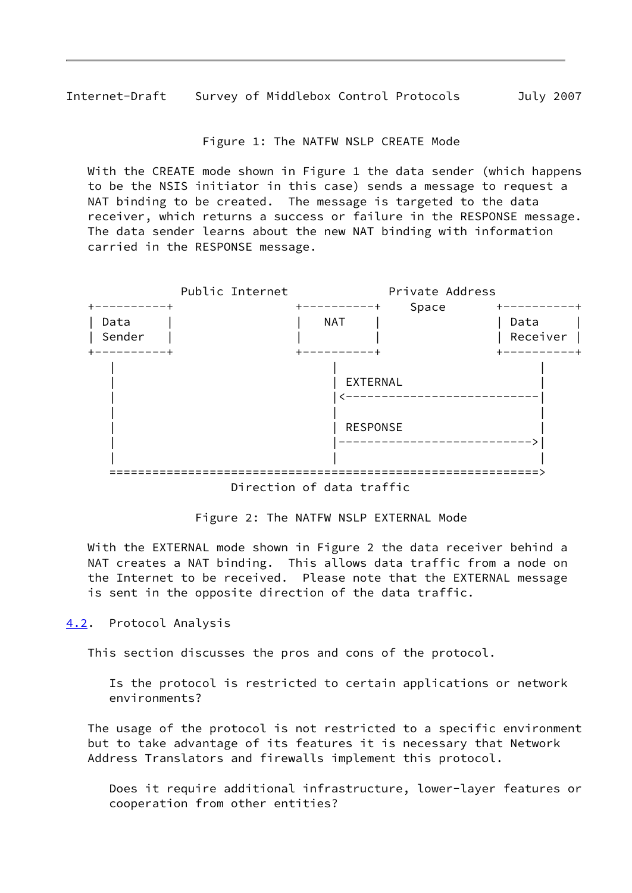Figure 1: The NATFW NSLP CREATE Mode

With the CREATE mode shown in Figure 1 the data sender (which happens to be the NSIS initiator in this case) sends a message to request a NAT binding to be created. The message is targeted to the data receiver, which returns a success or failure in the RESPONSE message. The data sender learns about the new NAT binding with information carried in the RESPONSE message.

```
             Public Internet             Private Address
+----------+                +-----------+    Space       +----------+
| Data     |                |   NAT     |                | Data     |
| Sender   |                |           |                | Receiver |
+----------+                +-----------+                +----------+
    |                             |                            |
    |                             | EXTERNAL                   |
    |                             |<---------------------------|
    |                             |                            |
    |                             | RESPONSE                   |
    |                             |--------------------------->|
    |                             |                            |
   ============================================================>
                  Direction of data traffic
```

Figure 2: The NATFW NSLP EXTERNAL Mode

With the EXTERNAL mode shown in Figure 2 the data receiver behind a NAT creates a NAT binding. This allows data traffic from a node on the Internet to be received. Please note that the EXTERNAL message is sent in the opposite direction of the data traffic.

## 4.2. Protocol Analysis

This section discusses the pros and cons of the protocol.

> Is the protocol is restricted to certain applications or network environments?

The usage of the protocol is not restricted to a specific environment but to take advantage of its features it is necessary that Network Address Translators and firewalls implement this protocol.

> Does it require additional infrastructure, lower-layer features or cooperation from other entities?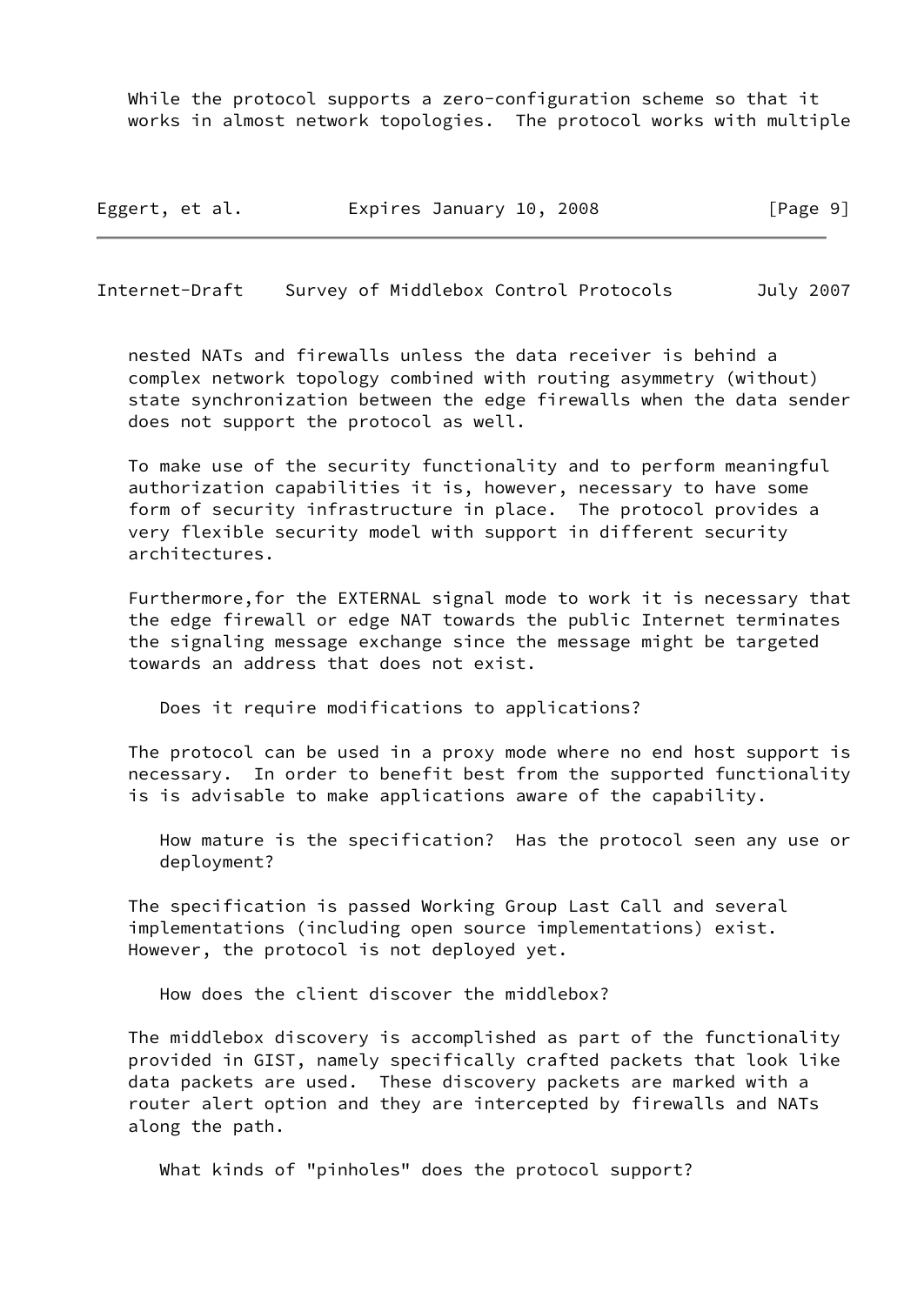While the protocol supports a zero-configuration scheme so that it works in almost network topologies. The protocol works with multiple nested NATs and firewalls unless the data receiver is behind a complex network topology combined with routing asymmetry (without) state synchronization between the edge firewalls when the data sender does not support the protocol as well.

To make use of the security functionality and to perform meaningful authorization capabilities it is, however, necessary to have some form of security infrastructure in place. The protocol provides a very flexible security model with support in different security architectures.

Furthermore,for the EXTERNAL signal mode to work it is necessary that the edge firewall or edge NAT towards the public Internet terminates the signaling message exchange since the message might be targeted towards an address that does not exist.

> Does it require modifications to applications?

The protocol can be used in a proxy mode where no end host support is necessary. In order to benefit best from the supported functionality is is advisable to make applications aware of the capability.

> How mature is the specification? Has the protocol seen any use or deployment?

The specification is passed Working Group Last Call and several implementations (including open source implementations) exist. However, the protocol is not deployed yet.

> How does the client discover the middlebox?

The middlebox discovery is accomplished as part of the functionality provided in GIST, namely specifically crafted packets that look like data packets are used. These discovery packets are marked with a router alert option and they are intercepted by firewalls and NATs along the path.

> What kinds of "pinholes" does the protocol support?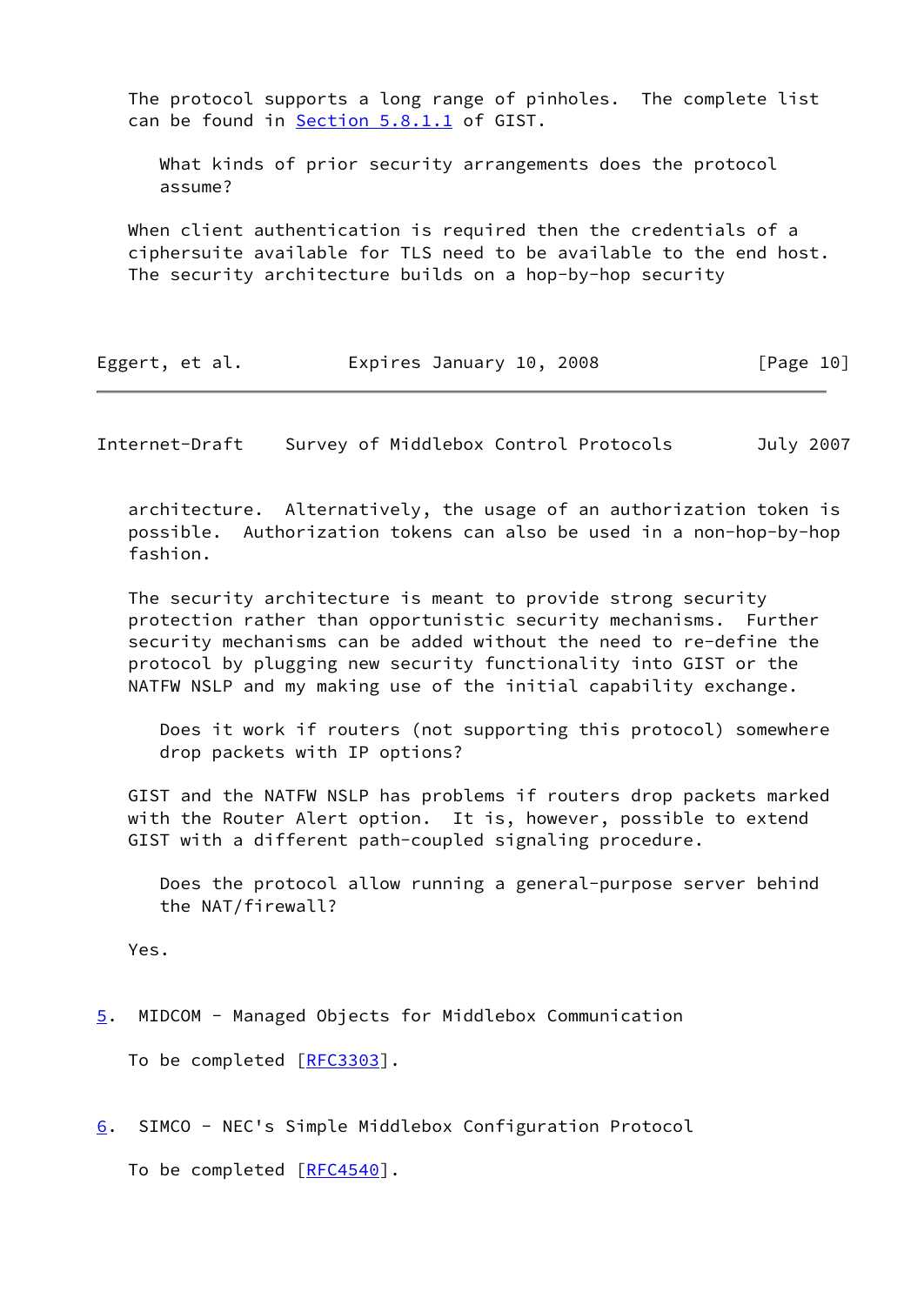The protocol supports a long range of pinholes. The complete list can be found in Section 5.8.1.1 of GIST.

What kinds of prior security arrangements does the protocol assume?

When client authentication is required then the credentials of a ciphersuite available for TLS need to be available to the end host. The security architecture builds on a hop-by-hop security architecture. Alternatively, the usage of an authorization token is possible. Authorization tokens can also be used in a non-hop-by-hop fashion.

The security architecture is meant to provide strong security protection rather than opportunistic security mechanisms. Further security mechanisms can be added without the need to re-define the protocol by plugging new security functionality into GIST or the NATFW NSLP and my making use of the initial capability exchange.

Does it work if routers (not supporting this protocol) somewhere drop packets with IP options?

GIST and the NATFW NSLP has problems if routers drop packets marked with the Router Alert option. It is, however, possible to extend GIST with a different path-coupled signaling procedure.

Does the protocol allow running a general-purpose server behind the NAT/firewall?

Yes.

## 5. MIDCOM - Managed Objects for Middlebox Communication

To be completed [RFC3303].

## 6. SIMCO - NEC's Simple Middlebox Configuration Protocol

To be completed [RFC4540].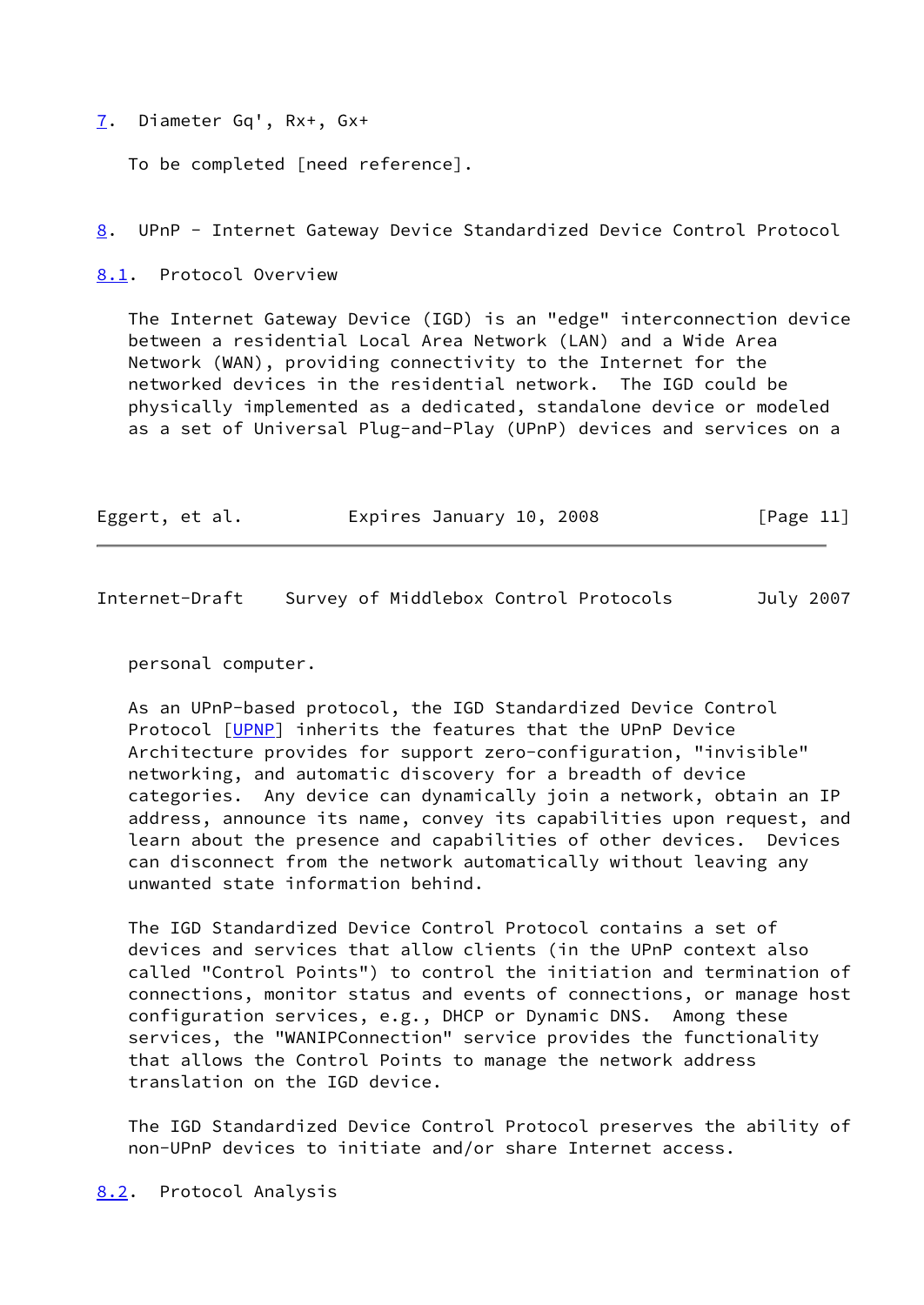## 7. Diameter Gq', Rx+, Gx+

To be completed [need reference].

## 8. UPnP - Internet Gateway Device Standardized Device Control Protocol

### 8.1. Protocol Overview

The Internet Gateway Device (IGD) is an "edge" interconnection device between a residential Local Area Network (LAN) and a Wide Area Network (WAN), providing connectivity to the Internet for the networked devices in the residential network. The IGD could be physically implemented as a dedicated, standalone device or modeled as a set of Universal Plug-and-Play (UPnP) devices and services on a personal computer.

As an UPnP-based protocol, the IGD Standardized Device Control Protocol [UPNP] inherits the features that the UPnP Device Architecture provides for support zero-configuration, "invisible" networking, and automatic discovery for a breadth of device categories. Any device can dynamically join a network, obtain an IP address, announce its name, convey its capabilities upon request, and learn about the presence and capabilities of other devices. Devices can disconnect from the network automatically without leaving any unwanted state information behind.

The IGD Standardized Device Control Protocol contains a set of devices and services that allow clients (in the UPnP context also called "Control Points") to control the initiation and termination of connections, monitor status and events of connections, or manage host configuration services, e.g., DHCP or Dynamic DNS. Among these services, the "WANIPConnection" service provides the functionality that allows the Control Points to manage the network address translation on the IGD device.

The IGD Standardized Device Control Protocol preserves the ability of non-UPnP devices to initiate and/or share Internet access.

### 8.2. Protocol Analysis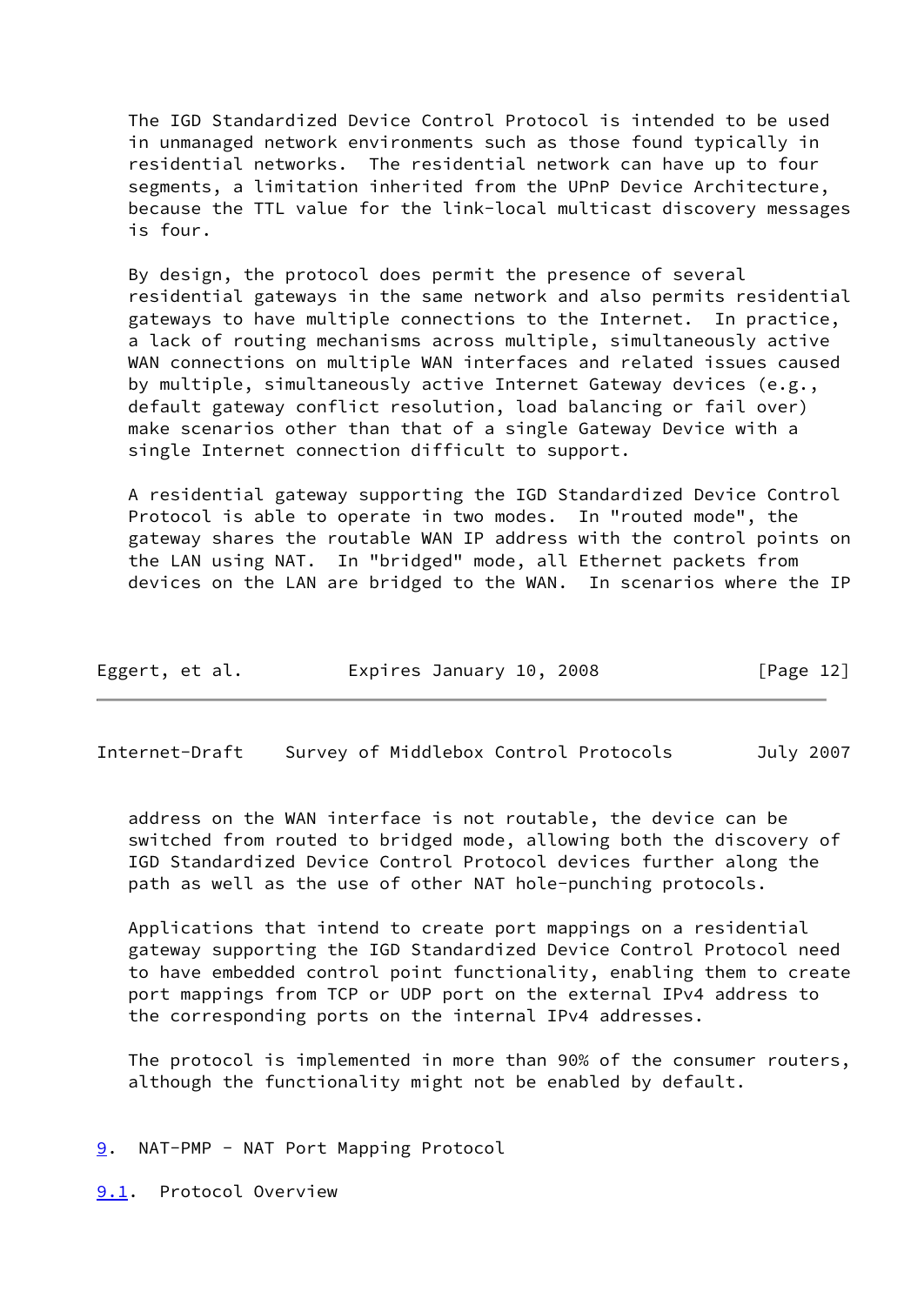The IGD Standardized Device Control Protocol is intended to be used in unmanaged network environments such as those found typically in residential networks. The residential network can have up to four segments, a limitation inherited from the UPnP Device Architecture, because the TTL value for the link-local multicast discovery messages is four.

By design, the protocol does permit the presence of several residential gateways in the same network and also permits residential gateways to have multiple connections to the Internet. In practice, a lack of routing mechanisms across multiple, simultaneously active WAN connections on multiple WAN interfaces and related issues caused by multiple, simultaneously active Internet Gateway devices (e.g., default gateway conflict resolution, load balancing or fail over) make scenarios other than that of a single Gateway Device with a single Internet connection difficult to support.

A residential gateway supporting the IGD Standardized Device Control Protocol is able to operate in two modes. In "routed mode", the gateway shares the routable WAN IP address with the control points on the LAN using NAT. In "bridged" mode, all Ethernet packets from devices on the LAN are bridged to the WAN. In scenarios where the IP address on the WAN interface is not routable, the device can be switched from routed to bridged mode, allowing both the discovery of IGD Standardized Device Control Protocol devices further along the path as well as the use of other NAT hole-punching protocols.

Applications that intend to create port mappings on a residential gateway supporting the IGD Standardized Device Control Protocol need to have embedded control point functionality, enabling them to create port mappings from TCP or UDP port on the external IPv4 address to the corresponding ports on the internal IPv4 addresses.

The protocol is implemented in more than 90% of the consumer routers, although the functionality might not be enabled by default.

## 9. NAT-PMP - NAT Port Mapping Protocol

### 9.1. Protocol Overview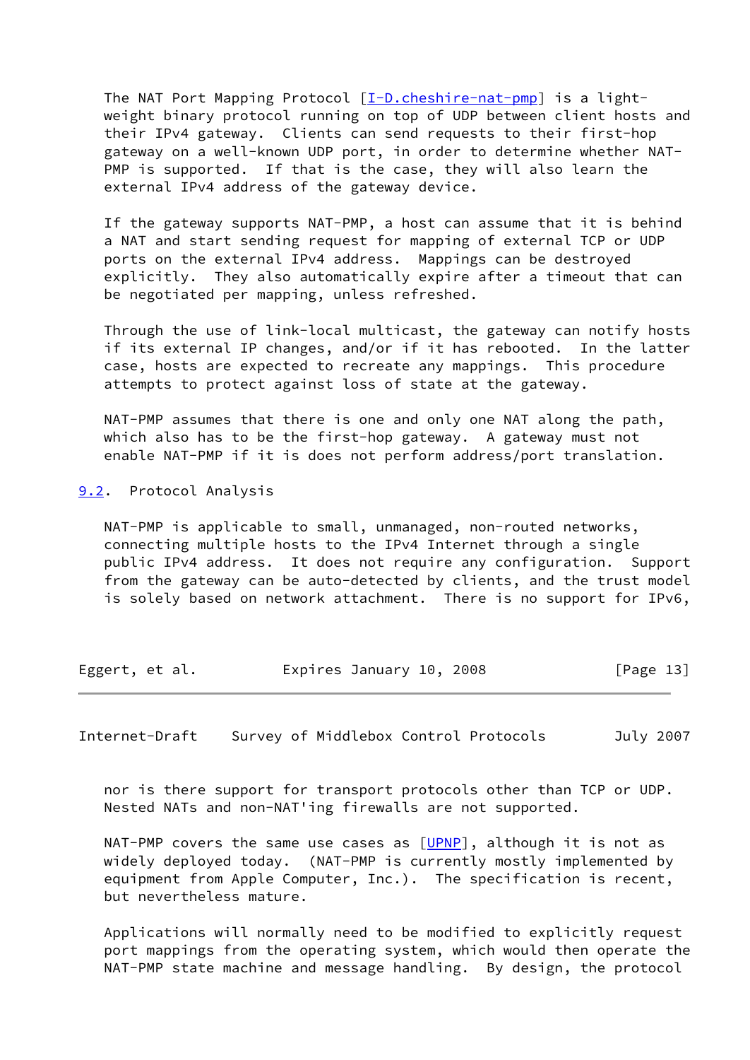The NAT Port Mapping Protocol [I-D.cheshire-nat-pmp] is a light-weight binary protocol running on top of UDP between client hosts and their IPv4 gateway. Clients can send requests to their first-hop gateway on a well-known UDP port, in order to determine whether NAT-PMP is supported. If that is the case, they will also learn the external IPv4 address of the gateway device.

If the gateway supports NAT-PMP, a host can assume that it is behind a NAT and start sending request for mapping of external TCP or UDP ports on the external IPv4 address. Mappings can be destroyed explicitly. They also automatically expire after a timeout that can be negotiated per mapping, unless refreshed.

Through the use of link-local multicast, the gateway can notify hosts if its external IP changes, and/or if it has rebooted. In the latter case, hosts are expected to recreate any mappings. This procedure attempts to protect against loss of state at the gateway.

NAT-PMP assumes that there is one and only one NAT along the path, which also has to be the first-hop gateway. A gateway must not enable NAT-PMP if it is does not perform address/port translation.

## 9.2. Protocol Analysis

NAT-PMP is applicable to small, unmanaged, non-routed networks, connecting multiple hosts to the IPv4 Internet through a single public IPv4 address. It does not require any configuration. Support from the gateway can be auto-detected by clients, and the trust model is solely based on network attachment. There is no support for IPv6, nor is there support for transport protocols other than TCP or UDP. Nested NATs and non-NAT'ing firewalls are not supported.

NAT-PMP covers the same use cases as [UPNP], although it is not as widely deployed today. (NAT-PMP is currently mostly implemented by equipment from Apple Computer, Inc.). The specification is recent, but nevertheless mature.

Applications will normally need to be modified to explicitly request port mappings from the operating system, which would then operate the NAT-PMP state machine and message handling. By design, the protocol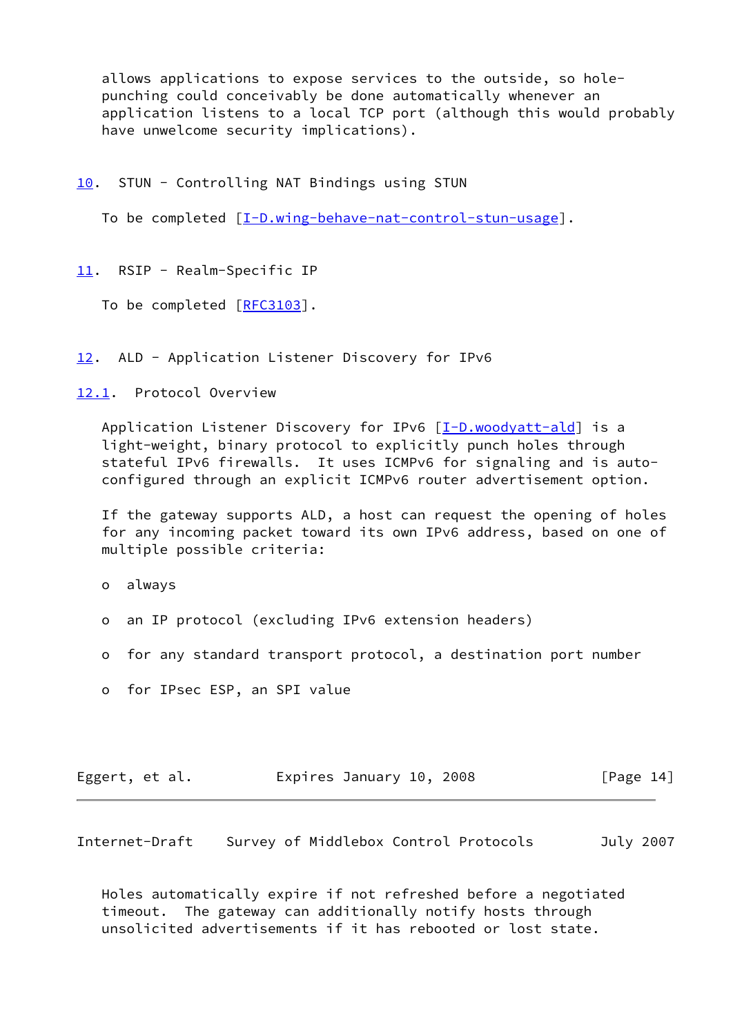allows applications to expose services to the outside, so hole-punching could conceivably be done automatically whenever an application listens to a local TCP port (although this would probably have unwelcome security implications).

## 10. STUN - Controlling NAT Bindings using STUN

To be completed [I-D.wing-behave-nat-control-stun-usage].

## 11. RSIP - Realm-Specific IP

To be completed [RFC3103].

## 12. ALD - Application Listener Discovery for IPv6

### 12.1. Protocol Overview

Application Listener Discovery for IPv6 [I-D.woodyatt-ald] is a light-weight, binary protocol to explicitly punch holes through stateful IPv6 firewalls. It uses ICMPv6 for signaling and is auto-configured through an explicit ICMPv6 router advertisement option.

If the gateway supports ALD, a host can request the opening of holes for any incoming packet toward its own IPv6 address, based on one of multiple possible criteria:

- always
- an IP protocol (excluding IPv6 extension headers)
- for any standard transport protocol, a destination port number
- for IPsec ESP, an SPI value

Holes automatically expire if not refreshed before a negotiated timeout. The gateway can additionally notify hosts through unsolicited advertisements if it has rebooted or lost state.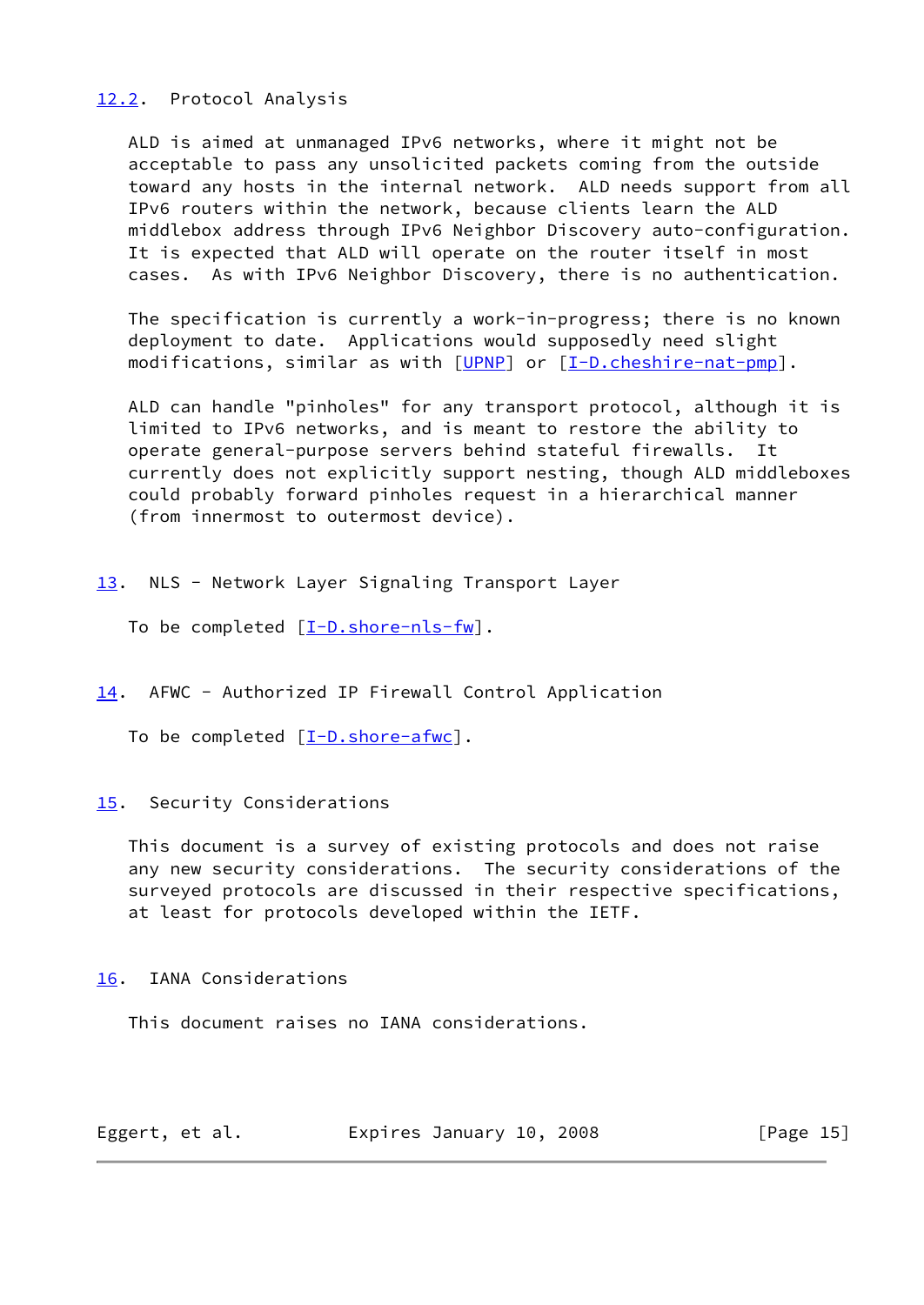### 12.2. Protocol Analysis

ALD is aimed at unmanaged IPv6 networks, where it might not be acceptable to pass any unsolicited packets coming from the outside toward any hosts in the internal network. ALD needs support from all IPv6 routers within the network, because clients learn the ALD middlebox address through IPv6 Neighbor Discovery auto-configuration. It is expected that ALD will operate on the router itself in most cases. As with IPv6 Neighbor Discovery, there is no authentication.

The specification is currently a work-in-progress; there is no known deployment to date. Applications would supposedly need slight modifications, similar as with [UPNP] or [I-D.cheshire-nat-pmp].

ALD can handle "pinholes" for any transport protocol, although it is limited to IPv6 networks, and is meant to restore the ability to operate general-purpose servers behind stateful firewalls. It currently does not explicitly support nesting, though ALD middleboxes could probably forward pinholes request in a hierarchical manner (from innermost to outermost device).

## 13. NLS - Network Layer Signaling Transport Layer

To be completed [I-D.shore-nls-fw].

## 14. AFWC - Authorized IP Firewall Control Application

To be completed [I-D.shore-afwc].

## 15. Security Considerations

This document is a survey of existing protocols and does not raise any new security considerations. The security considerations of the surveyed protocols are discussed in their respective specifications, at least for protocols developed within the IETF.

## 16. IANA Considerations

This document raises no IANA considerations.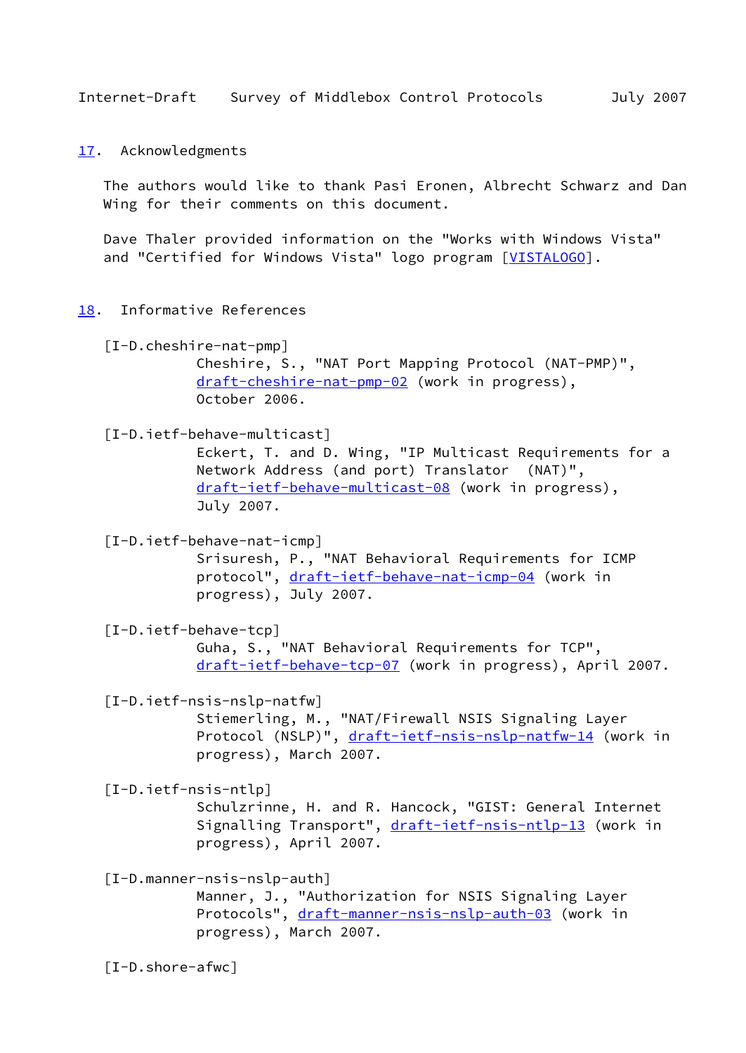## 17. Acknowledgments

The authors would like to thank Pasi Eronen, Albrecht Schwarz and Dan Wing for their comments on this document.

Dave Thaler provided information on the "Works with Windows Vista" and "Certified for Windows Vista" logo program [VISTALOGO].

## 18. Informative References

[I-D.cheshire-nat-pmp]
Cheshire, S., "NAT Port Mapping Protocol (NAT-PMP)", draft-cheshire-nat-pmp-02 (work in progress), October 2006.

[I-D.ietf-behave-multicast]
Eckert, T. and D. Wing, "IP Multicast Requirements for a Network Address (and port) Translator (NAT)", draft-ietf-behave-multicast-08 (work in progress), July 2007.

[I-D.ietf-behave-nat-icmp]
Srisuresh, P., "NAT Behavioral Requirements for ICMP protocol", draft-ietf-behave-nat-icmp-04 (work in progress), July 2007.

[I-D.ietf-behave-tcp]
Guha, S., "NAT Behavioral Requirements for TCP", draft-ietf-behave-tcp-07 (work in progress), April 2007.

[I-D.ietf-nsis-nslp-natfw]
Stiemerling, M., "NAT/Firewall NSIS Signaling Layer Protocol (NSLP)", draft-ietf-nsis-nslp-natfw-14 (work in progress), March 2007.

[I-D.ietf-nsis-ntlp]
Schulzrinne, H. and R. Hancock, "GIST: General Internet Signalling Transport", draft-ietf-nsis-ntlp-13 (work in progress), April 2007.

[I-D.manner-nsis-nslp-auth]
Manner, J., "Authorization for NSIS Signaling Layer Protocols", draft-manner-nsis-nslp-auth-03 (work in progress), March 2007.

[I-D.shore-afwc]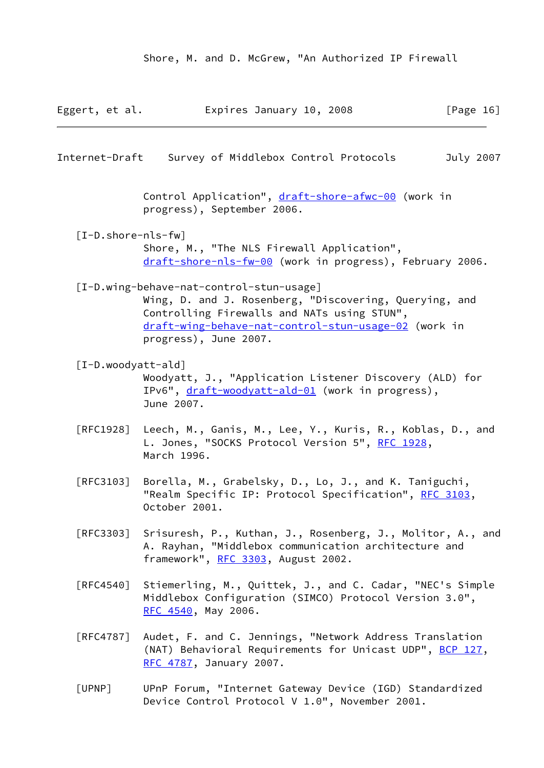Shore, M. and D. McGrew, "An Authorized IP Firewall Control Application", draft-shore-afwc-00 (work in progress), September 2006.

[I-D.shore-nls-fw]
Shore, M., "The NLS Firewall Application", draft-shore-nls-fw-00 (work in progress), February 2006.

[I-D.wing-behave-nat-control-stun-usage]
Wing, D. and J. Rosenberg, "Discovering, Querying, and Controlling Firewalls and NATs using STUN", draft-wing-behave-nat-control-stun-usage-02 (work in progress), June 2007.

[I-D.woodyatt-ald]
Woodyatt, J., "Application Listener Discovery (ALD) for IPv6", draft-woodyatt-ald-01 (work in progress), June 2007.

[RFC1928] Leech, M., Ganis, M., Lee, Y., Kuris, R., Koblas, D., and L. Jones, "SOCKS Protocol Version 5", RFC 1928, March 1996.

[RFC3103] Borella, M., Grabelsky, D., Lo, J., and K. Taniguchi, "Realm Specific IP: Protocol Specification", RFC 3103, October 2001.

[RFC3303] Srisuresh, P., Kuthan, J., Rosenberg, J., Molitor, A., and A. Rayhan, "Middlebox communication architecture and framework", RFC 3303, August 2002.

[RFC4540] Stiemerling, M., Quittek, J., and C. Cadar, "NEC's Simple Middlebox Configuration (SIMCO) Protocol Version 3.0", RFC 4540, May 2006.

[RFC4787] Audet, F. and C. Jennings, "Network Address Translation (NAT) Behavioral Requirements for Unicast UDP", BCP 127, RFC 4787, January 2007.

[UPNP] UPnP Forum, "Internet Gateway Device (IGD) Standardized Device Control Protocol V 1.0", November 2001.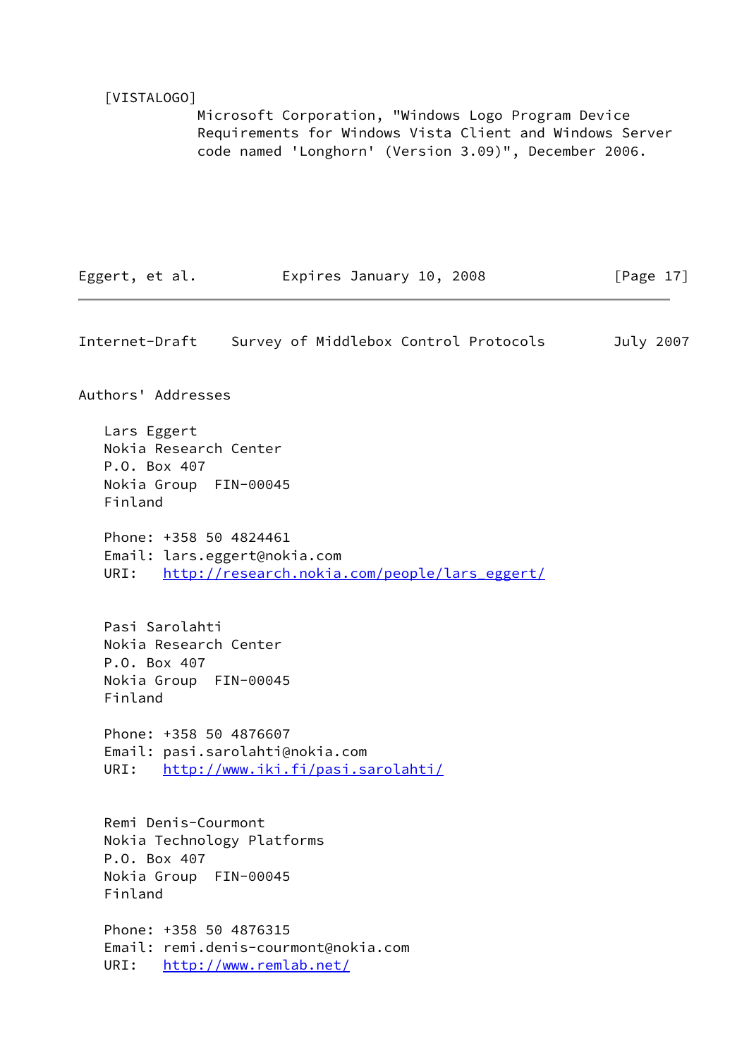[VISTALOGO]
Microsoft Corporation, "Windows Logo Program Device Requirements for Windows Vista Client and Windows Server code named 'Longhorn' (Version 3.09)", December 2006.

## Authors' Addresses

Lars Eggert
Nokia Research Center
P.O. Box 407
Nokia Group  FIN-00045
Finland

Phone: +358 50 4824461
Email: lars.eggert@nokia.com
URI:   http://research.nokia.com/people/lars_eggert/

Pasi Sarolahti
Nokia Research Center
P.O. Box 407
Nokia Group  FIN-00045
Finland

Phone: +358 50 4876607
Email: pasi.sarolahti@nokia.com
URI:   http://www.iki.fi/pasi.sarolahti/

Remi Denis-Courmont
Nokia Technology Platforms
P.O. Box 407
Nokia Group  FIN-00045
Finland

Phone: +358 50 4876315
Email: remi.denis-courmont@nokia.com
URI:   http://www.remlab.net/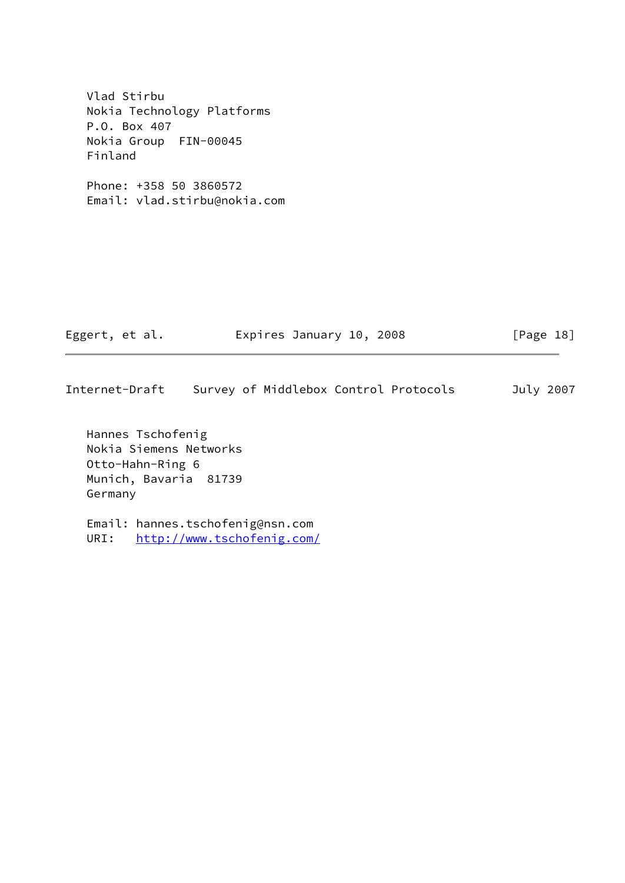Vlad Stirbu
Nokia Technology Platforms
P.O. Box 407
Nokia Group  FIN-00045
Finland

Phone: +358 50 3860572
Email: vlad.stirbu@nokia.com

Hannes Tschofenig
Nokia Siemens Networks
Otto-Hahn-Ring 6
Munich, Bavaria  81739
Germany

Email: hannes.tschofenig@nsn.com
URI:   http://www.tschofenig.com/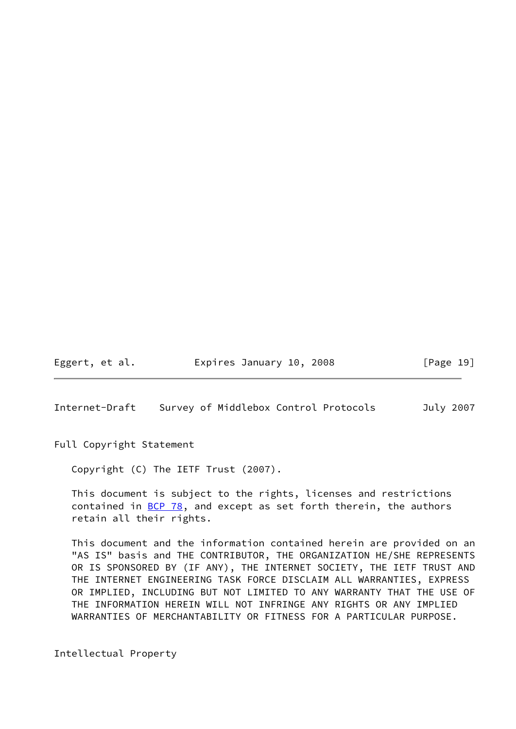## Full Copyright Statement

Copyright (C) The IETF Trust (2007).

This document is subject to the rights, licenses and restrictions contained in BCP 78, and except as set forth therein, the authors retain all their rights.

This document and the information contained herein are provided on an "AS IS" basis and THE CONTRIBUTOR, THE ORGANIZATION HE/SHE REPRESENTS OR IS SPONSORED BY (IF ANY), THE INTERNET SOCIETY, THE IETF TRUST AND THE INTERNET ENGINEERING TASK FORCE DISCLAIM ALL WARRANTIES, EXPRESS OR IMPLIED, INCLUDING BUT NOT LIMITED TO ANY WARRANTY THAT THE USE OF THE INFORMATION HEREIN WILL NOT INFRINGE ANY RIGHTS OR ANY IMPLIED WARRANTIES OF MERCHANTABILITY OR FITNESS FOR A PARTICULAR PURPOSE.

## Intellectual Property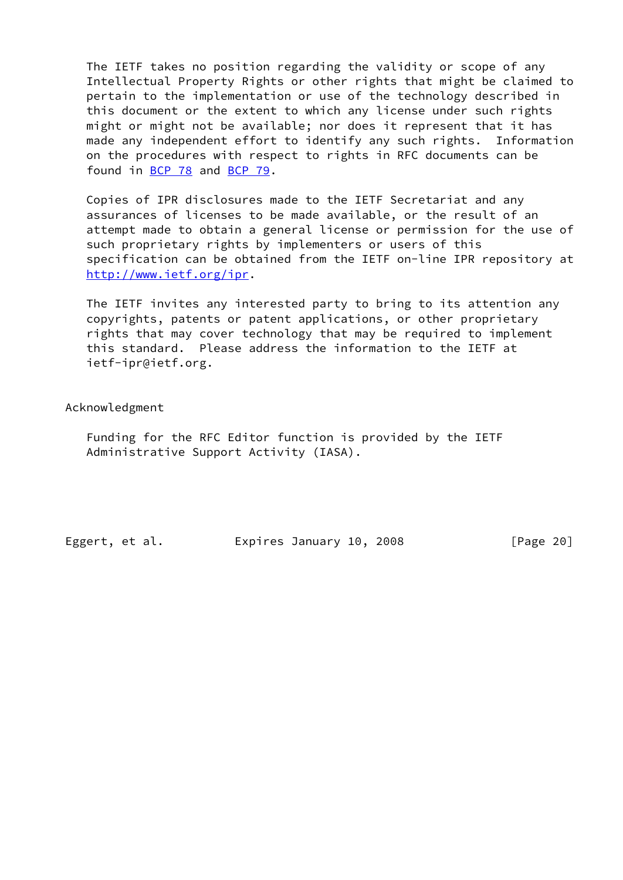The IETF takes no position regarding the validity or scope of any Intellectual Property Rights or other rights that might be claimed to pertain to the implementation or use of the technology described in this document or the extent to which any license under such rights might or might not be available; nor does it represent that it has made any independent effort to identify any such rights. Information on the procedures with respect to rights in RFC documents can be found in BCP 78 and BCP 79.

Copies of IPR disclosures made to the IETF Secretariat and any assurances of licenses to be made available, or the result of an attempt made to obtain a general license or permission for the use of such proprietary rights by implementers or users of this specification can be obtained from the IETF on-line IPR repository at http://www.ietf.org/ipr.

The IETF invites any interested party to bring to its attention any copyrights, patents or patent applications, or other proprietary rights that may cover technology that may be required to implement this standard. Please address the information to the IETF at ietf-ipr@ietf.org.

## Acknowledgment

Funding for the RFC Editor function is provided by the IETF Administrative Support Activity (IASA).